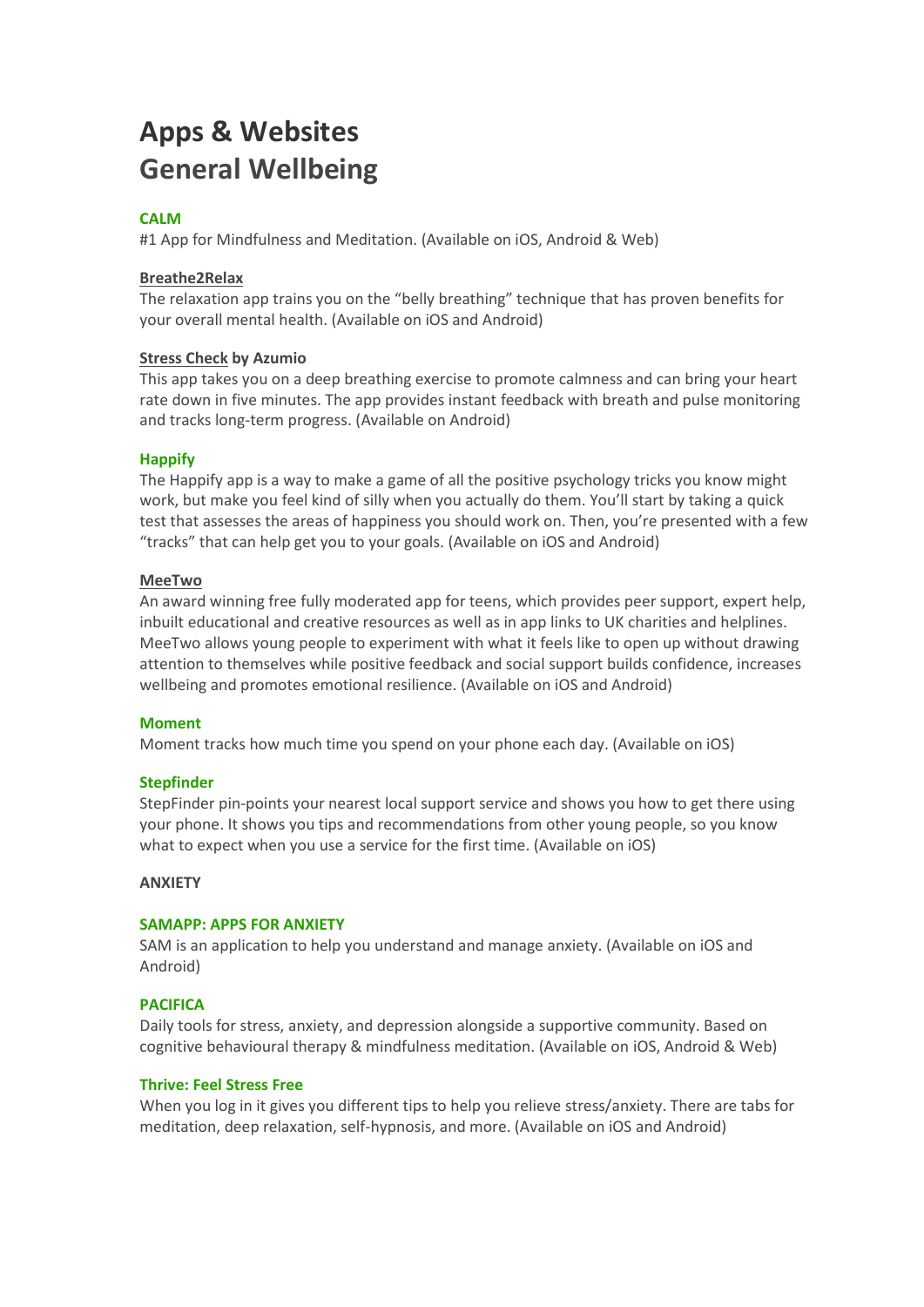# Apps & Websites
# General Wellbeing

**CALM**

#1 App for Mindfulness and Meditation. (Available on iOS, Android & Web)

**Breathe2Relax**

The relaxation app trains you on the "belly breathing" technique that has proven benefits for your overall mental health. (Available on iOS and Android)

**Stress Check by Azumio**

This app takes you on a deep breathing exercise to promote calmness and can bring your heart rate down in five minutes. The app provides instant feedback with breath and pulse monitoring and tracks long-term progress. (Available on Android)

**Happify**

The Happify app is a way to make a game of all the positive psychology tricks you know might work, but make you feel kind of silly when you actually do them. You'll start by taking a quick test that assesses the areas of happiness you should work on. Then, you're presented with a few "tracks" that can help get you to your goals. (Available on iOS and Android)

**MeeTwo**

An award winning free fully moderated app for teens, which provides peer support, expert help, inbuilt educational and creative resources as well as in app links to UK charities and helplines. MeeTwo allows young people to experiment with what it feels like to open up without drawing attention to themselves while positive feedback and social support builds confidence, increases wellbeing and promotes emotional resilience. (Available on iOS and Android)

**Moment**

Moment tracks how much time you spend on your phone each day. (Available on iOS)

**Stepfinder**

StepFinder pin-points your nearest local support service and shows you how to get there using your phone. It shows you tips and recommendations from other young people, so you know what to expect when you use a service for the first time. (Available on iOS)

**ANXIETY**

**SAMAPP: APPS FOR ANXIETY**

SAM is an application to help you understand and manage anxiety. (Available on iOS and Android)

**PACIFICA**

Daily tools for stress, anxiety, and depression alongside a supportive community. Based on cognitive behavioural therapy & mindfulness meditation. (Available on iOS, Android & Web)

**Thrive: Feel Stress Free**

When you log in it gives you different tips to help you relieve stress/anxiety. There are tabs for meditation, deep relaxation, self-hypnosis, and more. (Available on iOS and Android)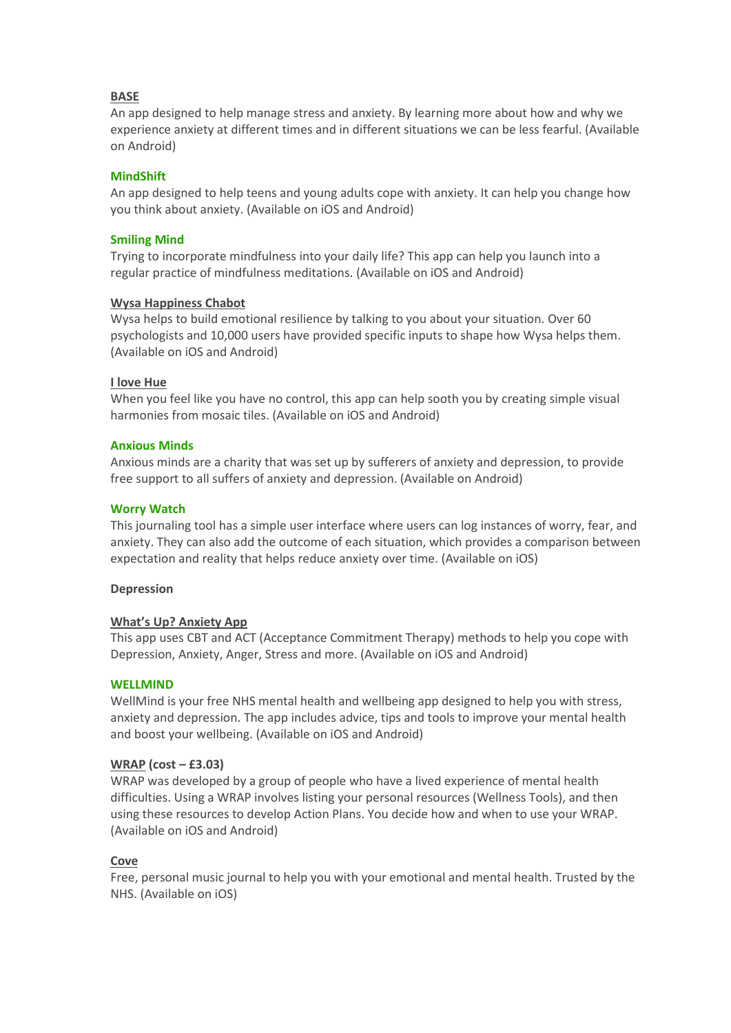**BASE**

An app designed to help manage stress and anxiety. By learning more about how and why we experience anxiety at different times and in different situations we can be less fearful. (Available on Android)

**MindShift**

An app designed to help teens and young adults cope with anxiety. It can help you change how you think about anxiety. (Available on iOS and Android)

**Smiling Mind**

Trying to incorporate mindfulness into your daily life? This app can help you launch into a regular practice of mindfulness meditations. (Available on iOS and Android)

**Wysa Happiness Chabot**

Wysa helps to build emotional resilience by talking to you about your situation. Over 60 psychologists and 10,000 users have provided specific inputs to shape how Wysa helps them. (Available on iOS and Android)

**I love Hue**

When you feel like you have no control, this app can help sooth you by creating simple visual harmonies from mosaic tiles. (Available on iOS and Android)

**Anxious Minds**

Anxious minds are a charity that was set up by sufferers of anxiety and depression, to provide free support to all suffers of anxiety and depression. (Available on Android)

**Worry Watch**

This journaling tool has a simple user interface where users can log instances of worry, fear, and anxiety. They can also add the outcome of each situation, which provides a comparison between expectation and reality that helps reduce anxiety over time. (Available on iOS)

**Depression**

**What's Up? Anxiety App**

This app uses CBT and ACT (Acceptance Commitment Therapy) methods to help you cope with Depression, Anxiety, Anger, Stress and more. (Available on iOS and Android)

**WELLMIND**

WellMind is your free NHS mental health and wellbeing app designed to help you with stress, anxiety and depression. The app includes advice, tips and tools to improve your mental health and boost your wellbeing. (Available on iOS and Android)

**WRAP (cost – £3.03)**

WRAP was developed by a group of people who have a lived experience of mental health difficulties. Using a WRAP involves listing your personal resources (Wellness Tools), and then using these resources to develop Action Plans. You decide how and when to use your WRAP. (Available on iOS and Android)

**Cove**

Free, personal music journal to help you with your emotional and mental health. Trusted by the NHS. (Available on iOS)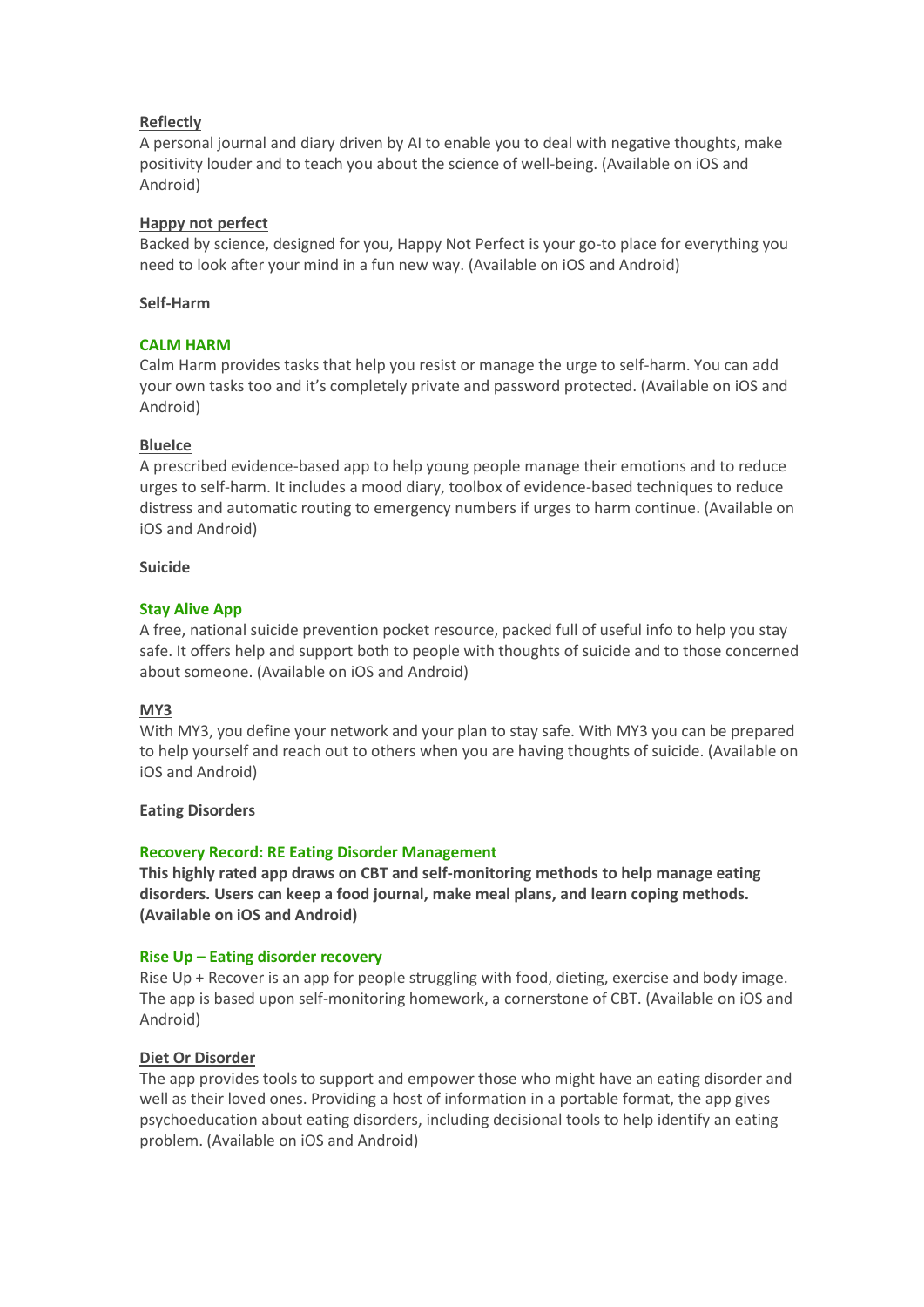**Reflectly**
A personal journal and diary driven by AI to enable you to deal with negative thoughts, make positivity louder and to teach you about the science of well-being. (Available on iOS and Android)

**Happy not perfect**
Backed by science, designed for you, Happy Not Perfect is your go-to place for everything you need to look after your mind in a fun new way. (Available on iOS and Android)

**Self-Harm**

**CALM HARM**
Calm Harm provides tasks that help you resist or manage the urge to self-harm. You can add your own tasks too and it's completely private and password protected. (Available on iOS and Android)

**BlueIce**
A prescribed evidence-based app to help young people manage their emotions and to reduce urges to self-harm. It includes a mood diary, toolbox of evidence-based techniques to reduce distress and automatic routing to emergency numbers if urges to harm continue. (Available on iOS and Android)

**Suicide**

**Stay Alive App**
A free, national suicide prevention pocket resource, packed full of useful info to help you stay safe. It offers help and support both to people with thoughts of suicide and to those concerned about someone. (Available on iOS and Android)

**MY3**
With MY3, you define your network and your plan to stay safe. With MY3 you can be prepared to help yourself and reach out to others when you are having thoughts of suicide. (Available on iOS and Android)

**Eating Disorders**

**Recovery Record: RE Eating Disorder Management**
**This highly rated app draws on CBT and self-monitoring methods to help manage eating disorders. Users can keep a food journal, make meal plans, and learn coping methods. (Available on iOS and Android)**

**Rise Up – Eating disorder recovery**
Rise Up + Recover is an app for people struggling with food, dieting, exercise and body image. The app is based upon self-monitoring homework, a cornerstone of CBT. (Available on iOS and Android)

**Diet Or Disorder**
The app provides tools to support and empower those who might have an eating disorder and well as their loved ones. Providing a host of information in a portable format, the app gives psychoeducation about eating disorders, including decisional tools to help identify an eating problem. (Available on iOS and Android)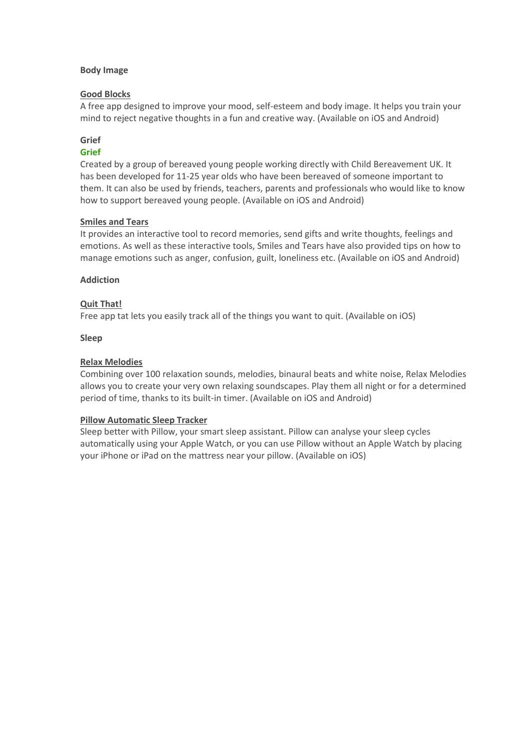**Body Image**

**Good Blocks**

A free app designed to improve your mood, self-esteem and body image. It helps you train your mind to reject negative thoughts in a fun and creative way. (Available on iOS and Android)

**Grief**

**Grief**

Created by a group of bereaved young people working directly with Child Bereavement UK. It has been developed for 11-25 year olds who have been bereaved of someone important to them. It can also be used by friends, teachers, parents and professionals who would like to know how to support bereaved young people. (Available on iOS and Android)

**Smiles and Tears**

It provides an interactive tool to record memories, send gifts and write thoughts, feelings and emotions. As well as these interactive tools, Smiles and Tears have also provided tips on how to manage emotions such as anger, confusion, guilt, loneliness etc. (Available on iOS and Android)

**Addiction**

**Quit That!**

Free app tat lets you easily track all of the things you want to quit. (Available on iOS)

**Sleep**

**Relax Melodies**

Combining over 100 relaxation sounds, melodies, binaural beats and white noise, Relax Melodies allows you to create your very own relaxing soundscapes. Play them all night or for a determined period of time, thanks to its built-in timer. (Available on iOS and Android)

**Pillow Automatic Sleep Tracker**

Sleep better with Pillow, your smart sleep assistant. Pillow can analyse your sleep cycles automatically using your Apple Watch, or you can use Pillow without an Apple Watch by placing your iPhone or iPad on the mattress near your pillow. (Available on iOS)